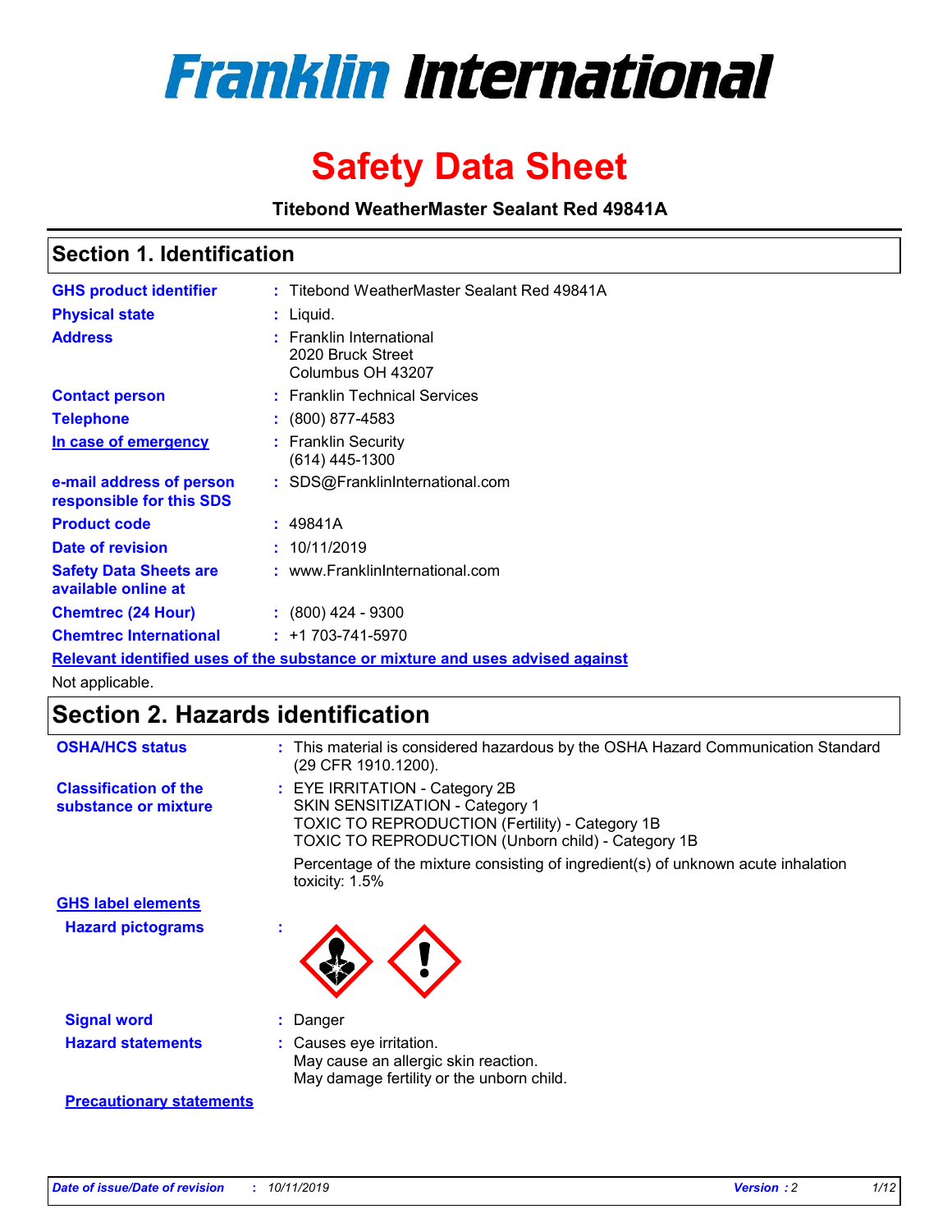# Franklin International

# Safety Data Sheet

**Titebond WeatherMaster Sealant Red 49841A**

## Section 1. Identification

| | | |
|---|---|---|
| **GHS product identifier** | : | Titebond WeatherMaster Sealant Red 49841A |
| **Physical state** | : | Liquid. |
| **Address** | : | Franklin International<br>2020 Bruck Street<br>Columbus OH 43207 |
| **Contact person** | : | Franklin Technical Services |
| **Telephone** | : | (800) 877-4583 |
| **In case of emergency** | : | Franklin Security<br>(614) 445-1300 |
| **e-mail address of person responsible for this SDS** | : | SDS@FranklinInternational.com |
| **Product code** | : | 49841A |
| **Date of revision** | : | 10/11/2019 |
| **Safety Data Sheets are available online at** | : | www.FranklinInternational.com |
| **Chemtrec (24 Hour)** | : | (800) 424 - 9300 |
| **Chemtrec International** | : | +1 703-741-5970 |

**Relevant identified uses of the substance or mixture and uses advised against**

Not applicable.

## Section 2. Hazards identification

| | | |
|---|---|---|
| **OSHA/HCS status** | : | This material is considered hazardous by the OSHA Hazard Communication Standard (29 CFR 1910.1200). |
| **Classification of the substance or mixture** | : | EYE IRRITATION - Category 2B<br>SKIN SENSITIZATION - Category 1<br>TOXIC TO REPRODUCTION (Fertility) - Category 1B<br>TOXIC TO REPRODUCTION (Unborn child) - Category 1B<br><br>Percentage of the mixture consisting of ingredient(s) of unknown acute inhalation toxicity: 1.5% |

**GHS label elements**

| | | |
|---|---|---|
| **Hazard pictograms** | : | |
| **Signal word** | : | Danger |
| **Hazard statements** | : | Causes eye irritation.<br>May cause an allergic skin reaction.<br>May damage fertility or the unborn child. |

**Precautionary statements**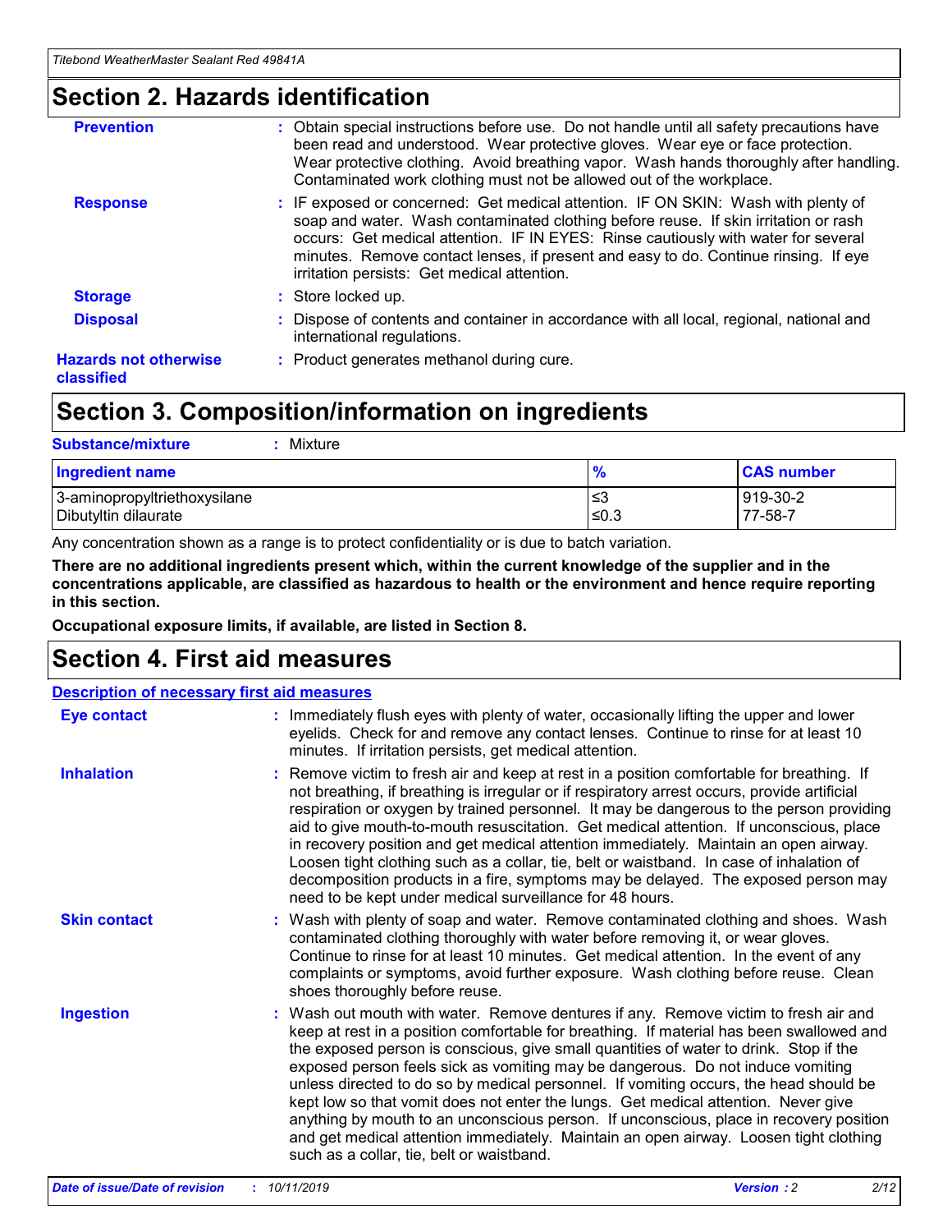# Section 2. Hazards identification

**Prevention** : Obtain special instructions before use. Do not handle until all safety precautions have been read and understood. Wear protective gloves. Wear eye or face protection. Wear protective clothing. Avoid breathing vapor. Wash hands thoroughly after handling. Contaminated work clothing must not be allowed out of the workplace.

**Response** : IF exposed or concerned: Get medical attention. IF ON SKIN: Wash with plenty of soap and water. Wash contaminated clothing before reuse. If skin irritation or rash occurs: Get medical attention. IF IN EYES: Rinse cautiously with water for several minutes. Remove contact lenses, if present and easy to do. Continue rinsing. If eye irritation persists: Get medical attention.

**Storage** : Store locked up.

**Disposal** : Dispose of contents and container in accordance with all local, regional, national and international regulations.

**Hazards not otherwise classified** : Product generates methanol during cure.

# Section 3. Composition/information on ingredients

**Substance/mixture** : Mixture

| Ingredient name | % | CAS number |
|---|---|---|
| 3-aminopropyltriethoxysilane | ≤3 | 919-30-2 |
| Dibutyltin dilaurate | ≤0.3 | 77-58-7 |

Any concentration shown as a range is to protect confidentiality or is due to batch variation.

**There are no additional ingredients present which, within the current knowledge of the supplier and in the concentrations applicable, are classified as hazardous to health or the environment and hence require reporting in this section.**

**Occupational exposure limits, if available, are listed in Section 8.**

# Section 4. First aid measures

## Description of necessary first aid measures

**Eye contact** : Immediately flush eyes with plenty of water, occasionally lifting the upper and lower eyelids. Check for and remove any contact lenses. Continue to rinse for at least 10 minutes. If irritation persists, get medical attention.

**Inhalation** : Remove victim to fresh air and keep at rest in a position comfortable for breathing. If not breathing, if breathing is irregular or if respiratory arrest occurs, provide artificial respiration or oxygen by trained personnel. It may be dangerous to the person providing aid to give mouth-to-mouth resuscitation. Get medical attention. If unconscious, place in recovery position and get medical attention immediately. Maintain an open airway. Loosen tight clothing such as a collar, tie, belt or waistband. In case of inhalation of decomposition products in a fire, symptoms may be delayed. The exposed person may need to be kept under medical surveillance for 48 hours.

**Skin contact** : Wash with plenty of soap and water. Remove contaminated clothing and shoes. Wash contaminated clothing thoroughly with water before removing it, or wear gloves. Continue to rinse for at least 10 minutes. Get medical attention. In the event of any complaints or symptoms, avoid further exposure. Wash clothing before reuse. Clean shoes thoroughly before reuse.

**Ingestion** : Wash out mouth with water. Remove dentures if any. Remove victim to fresh air and keep at rest in a position comfortable for breathing. If material has been swallowed and the exposed person is conscious, give small quantities of water to drink. Stop if the exposed person feels sick as vomiting may be dangerous. Do not induce vomiting unless directed to do so by medical personnel. If vomiting occurs, the head should be kept low so that vomit does not enter the lungs. Get medical attention. Never give anything by mouth to an unconscious person. If unconscious, place in recovery position and get medical attention immediately. Maintain an open airway. Loosen tight clothing such as a collar, tie, belt or waistband.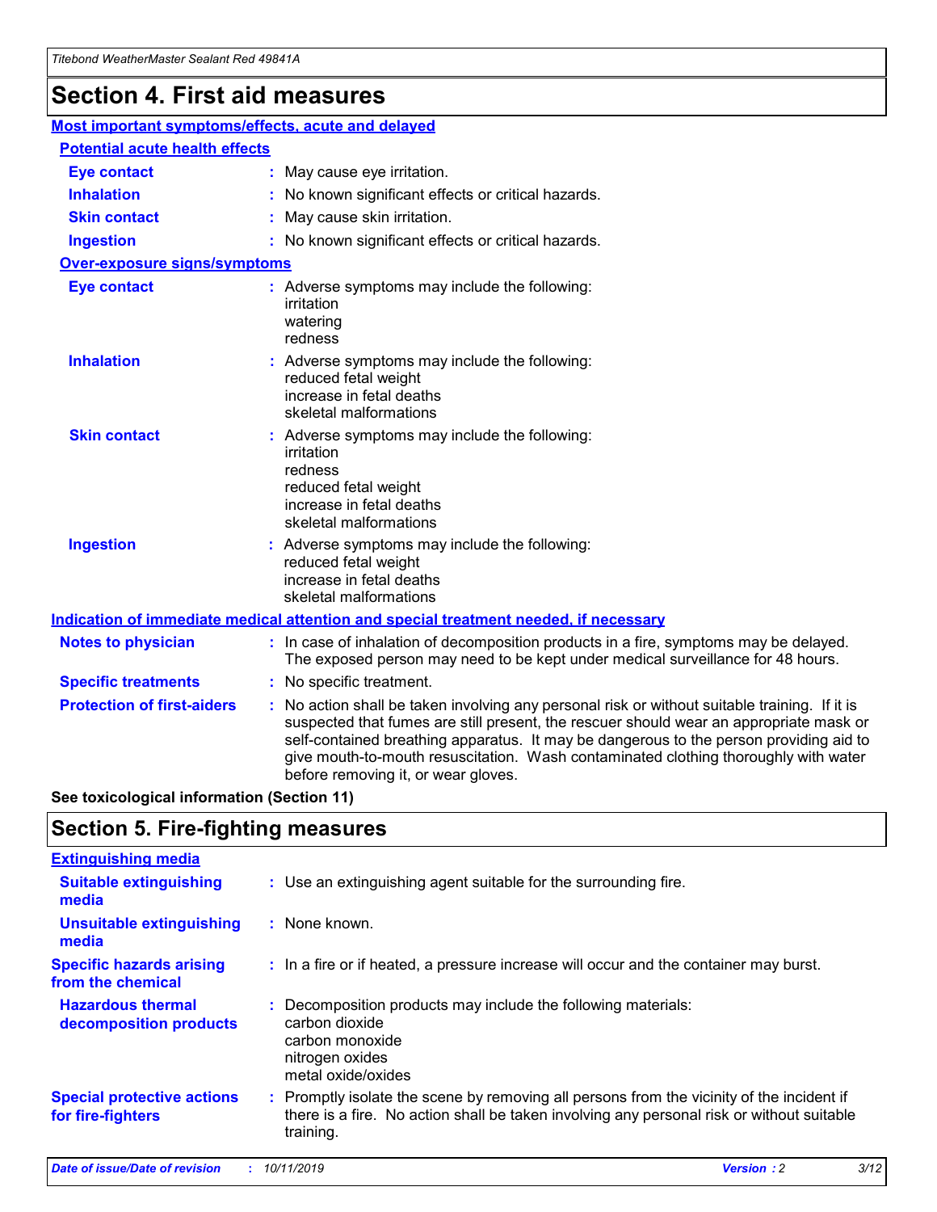# Section 4. First aid measures

## Most important symptoms/effects, acute and delayed

### Potential acute health effects

**Eye contact** : May cause eye irritation.

**Inhalation** : No known significant effects or critical hazards.

**Skin contact** : May cause skin irritation.

**Ingestion** : No known significant effects or critical hazards.

### Over-exposure signs/symptoms

**Eye contact** : Adverse symptoms may include the following:
irritation
watering
redness

**Inhalation** : Adverse symptoms may include the following:
reduced fetal weight
increase in fetal deaths
skeletal malformations

**Skin contact** : Adverse symptoms may include the following:
irritation
redness
reduced fetal weight
increase in fetal deaths
skeletal malformations

**Ingestion** : Adverse symptoms may include the following:
reduced fetal weight
increase in fetal deaths
skeletal malformations

## Indication of immediate medical attention and special treatment needed, if necessary

**Notes to physician** : In case of inhalation of decomposition products in a fire, symptoms may be delayed. The exposed person may need to be kept under medical surveillance for 48 hours.

**Specific treatments** : No specific treatment.

**Protection of first-aiders** : No action shall be taken involving any personal risk or without suitable training. If it is suspected that fumes are still present, the rescuer should wear an appropriate mask or self-contained breathing apparatus. It may be dangerous to the person providing aid to give mouth-to-mouth resuscitation. Wash contaminated clothing thoroughly with water before removing it, or wear gloves.

**See toxicological information (Section 11)**

# Section 5. Fire-fighting measures

## Extinguishing media

**Suitable extinguishing media** : Use an extinguishing agent suitable for the surrounding fire.

**Unsuitable extinguishing media** : None known.

**Specific hazards arising from the chemical** : In a fire or if heated, a pressure increase will occur and the container may burst.

**Hazardous thermal decomposition products** : Decomposition products may include the following materials:
carbon dioxide
carbon monoxide
nitrogen oxides
metal oxide/oxides

**Special protective actions for fire-fighters** : Promptly isolate the scene by removing all persons from the vicinity of the incident if there is a fire. No action shall be taken involving any personal risk or without suitable training.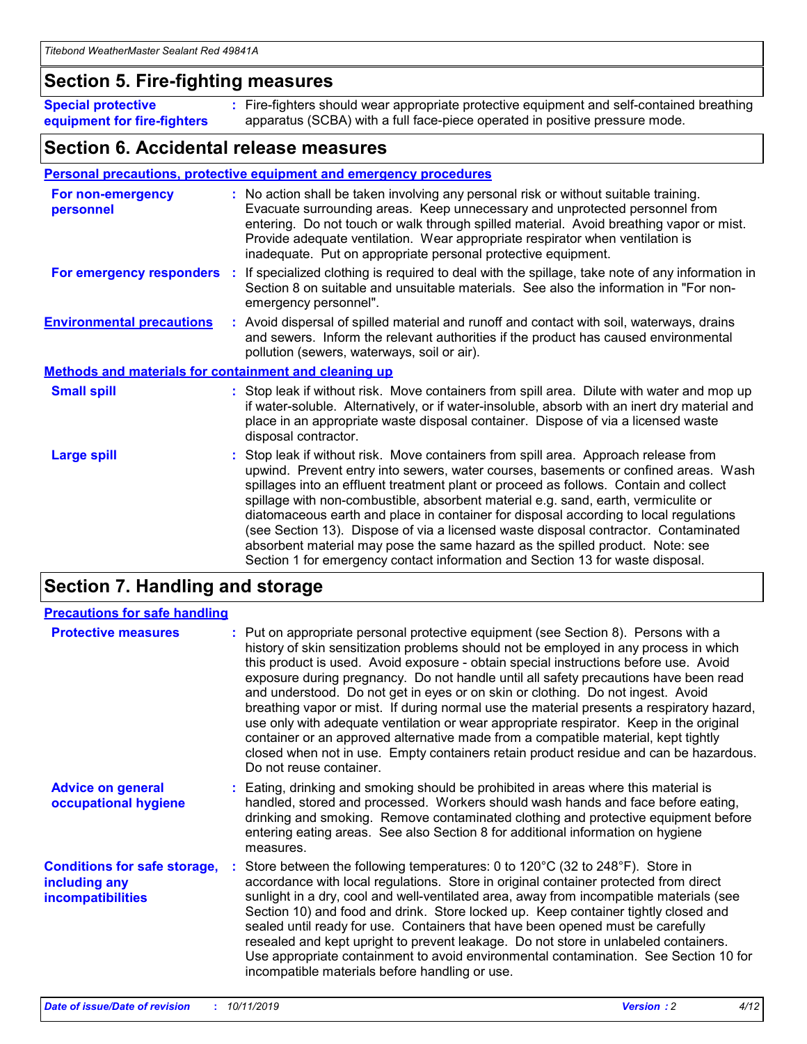## Section 5. Fire-fighting measures

**Special protective equipment for fire-fighters** : Fire-fighters should wear appropriate protective equipment and self-contained breathing apparatus (SCBA) with a full face-piece operated in positive pressure mode.

## Section 6. Accidental release measures

### Personal precautions, protective equipment and emergency procedures

**For non-emergency personnel** : No action shall be taken involving any personal risk or without suitable training. Evacuate surrounding areas. Keep unnecessary and unprotected personnel from entering. Do not touch or walk through spilled material. Avoid breathing vapor or mist. Provide adequate ventilation. Wear appropriate respirator when ventilation is inadequate. Put on appropriate personal protective equipment.

**For emergency responders** : If specialized clothing is required to deal with the spillage, take note of any information in Section 8 on suitable and unsuitable materials. See also the information in "For non-emergency personnel".

**Environmental precautions** : Avoid dispersal of spilled material and runoff and contact with soil, waterways, drains and sewers. Inform the relevant authorities if the product has caused environmental pollution (sewers, waterways, soil or air).

### Methods and materials for containment and cleaning up

**Small spill** : Stop leak if without risk. Move containers from spill area. Dilute with water and mop up if water-soluble. Alternatively, or if water-insoluble, absorb with an inert dry material and place in an appropriate waste disposal container. Dispose of via a licensed waste disposal contractor.

**Large spill** : Stop leak if without risk. Move containers from spill area. Approach release from upwind. Prevent entry into sewers, water courses, basements or confined areas. Wash spillages into an effluent treatment plant or proceed as follows. Contain and collect spillage with non-combustible, absorbent material e.g. sand, earth, vermiculite or diatomaceous earth and place in container for disposal according to local regulations (see Section 13). Dispose of via a licensed waste disposal contractor. Contaminated absorbent material may pose the same hazard as the spilled product. Note: see Section 1 for emergency contact information and Section 13 for waste disposal.

## Section 7. Handling and storage

### Precautions for safe handling

**Protective measures** : Put on appropriate personal protective equipment (see Section 8). Persons with a history of skin sensitization problems should not be employed in any process in which this product is used. Avoid exposure - obtain special instructions before use. Avoid exposure during pregnancy. Do not handle until all safety precautions have been read and understood. Do not get in eyes or on skin or clothing. Do not ingest. Avoid breathing vapor or mist. If during normal use the material presents a respiratory hazard, use only with adequate ventilation or wear appropriate respirator. Keep in the original container or an approved alternative made from a compatible material, kept tightly closed when not in use. Empty containers retain product residue and can be hazardous. Do not reuse container.

**Advice on general occupational hygiene** : Eating, drinking and smoking should be prohibited in areas where this material is handled, stored and processed. Workers should wash hands and face before eating, drinking and smoking. Remove contaminated clothing and protective equipment before entering eating areas. See also Section 8 for additional information on hygiene measures.

**Conditions for safe storage, including any incompatibilities** : Store between the following temperatures: 0 to 120°C (32 to 248°F). Store in accordance with local regulations. Store in original container protected from direct sunlight in a dry, cool and well-ventilated area, away from incompatible materials (see Section 10) and food and drink. Store locked up. Keep container tightly closed and sealed until ready for use. Containers that have been opened must be carefully resealed and kept upright to prevent leakage. Do not store in unlabeled containers. Use appropriate containment to avoid environmental contamination. See Section 10 for incompatible materials before handling or use.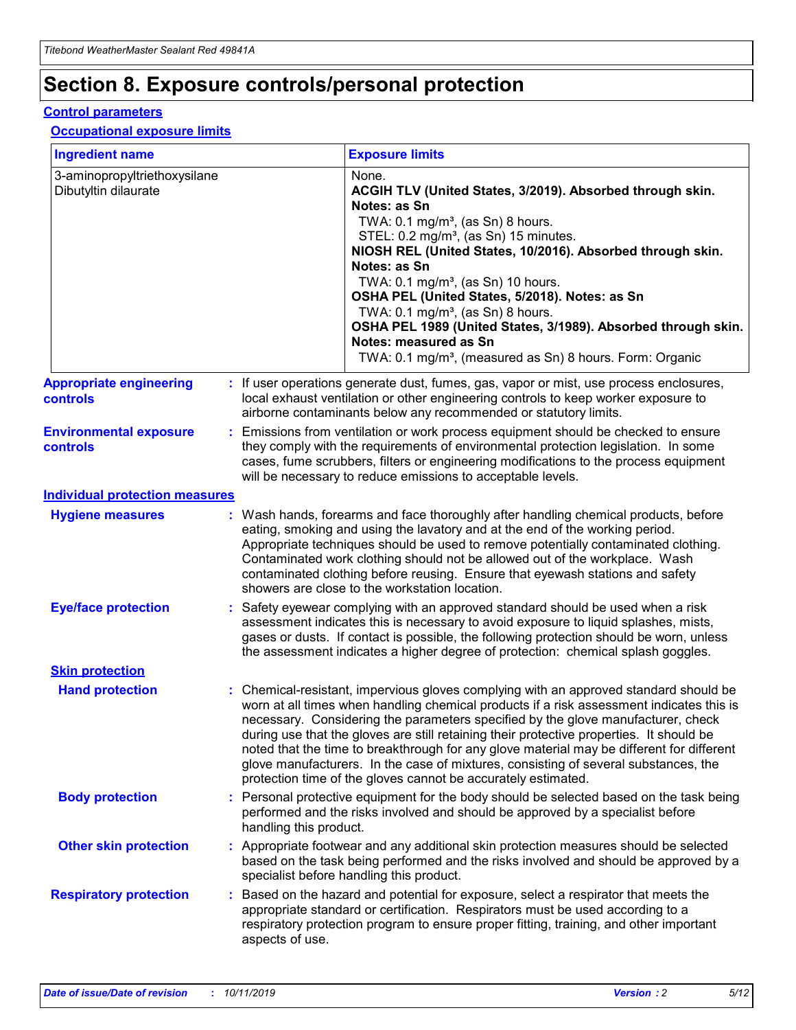# Section 8. Exposure controls/personal protection

## Control parameters

### Occupational exposure limits

| Ingredient name | Exposure limits |
|---|---|
| 3-aminopropyltriethoxysilane | None. |
| Dibutyltin dilaurate | **ACGIH TLV (United States, 3/2019). Absorbed through skin. Notes: as Sn**<br>TWA: 0.1 mg/m³, (as Sn) 8 hours.<br>STEL: 0.2 mg/m³, (as Sn) 15 minutes.<br>**NIOSH REL (United States, 10/2016). Absorbed through skin. Notes: as Sn**<br>TWA: 0.1 mg/m³, (as Sn) 10 hours.<br>**OSHA PEL (United States, 5/2018). Notes: as Sn**<br>TWA: 0.1 mg/m³, (as Sn) 8 hours.<br>**OSHA PEL 1989 (United States, 3/1989). Absorbed through skin. Notes: measured as Sn**<br>TWA: 0.1 mg/m³, (measured as Sn) 8 hours. Form: Organic |

**Appropriate engineering controls** : If user operations generate dust, fumes, gas, vapor or mist, use process enclosures, local exhaust ventilation or other engineering controls to keep worker exposure to airborne contaminants below any recommended or statutory limits.

**Environmental exposure controls** : Emissions from ventilation or work process equipment should be checked to ensure they comply with the requirements of environmental protection legislation. In some cases, fume scrubbers, filters or engineering modifications to the process equipment will be necessary to reduce emissions to acceptable levels.

## Individual protection measures

**Hygiene measures** : Wash hands, forearms and face thoroughly after handling chemical products, before eating, smoking and using the lavatory and at the end of the working period. Appropriate techniques should be used to remove potentially contaminated clothing. Contaminated work clothing should not be allowed out of the workplace. Wash contaminated clothing before reusing. Ensure that eyewash stations and safety showers are close to the workstation location.

**Eye/face protection** : Safety eyewear complying with an approved standard should be used when a risk assessment indicates this is necessary to avoid exposure to liquid splashes, mists, gases or dusts. If contact is possible, the following protection should be worn, unless the assessment indicates a higher degree of protection: chemical splash goggles.

### Skin protection

**Hand protection** : Chemical-resistant, impervious gloves complying with an approved standard should be worn at all times when handling chemical products if a risk assessment indicates this is necessary. Considering the parameters specified by the glove manufacturer, check during use that the gloves are still retaining their protective properties. It should be noted that the time to breakthrough for any glove material may be different for different glove manufacturers. In the case of mixtures, consisting of several substances, the protection time of the gloves cannot be accurately estimated.

**Body protection** : Personal protective equipment for the body should be selected based on the task being performed and the risks involved and should be approved by a specialist before handling this product.

**Other skin protection** : Appropriate footwear and any additional skin protection measures should be selected based on the task being performed and the risks involved and should be approved by a specialist before handling this product.

**Respiratory protection** : Based on the hazard and potential for exposure, select a respirator that meets the appropriate standard or certification. Respirators must be used according to a respiratory protection program to ensure proper fitting, training, and other important aspects of use.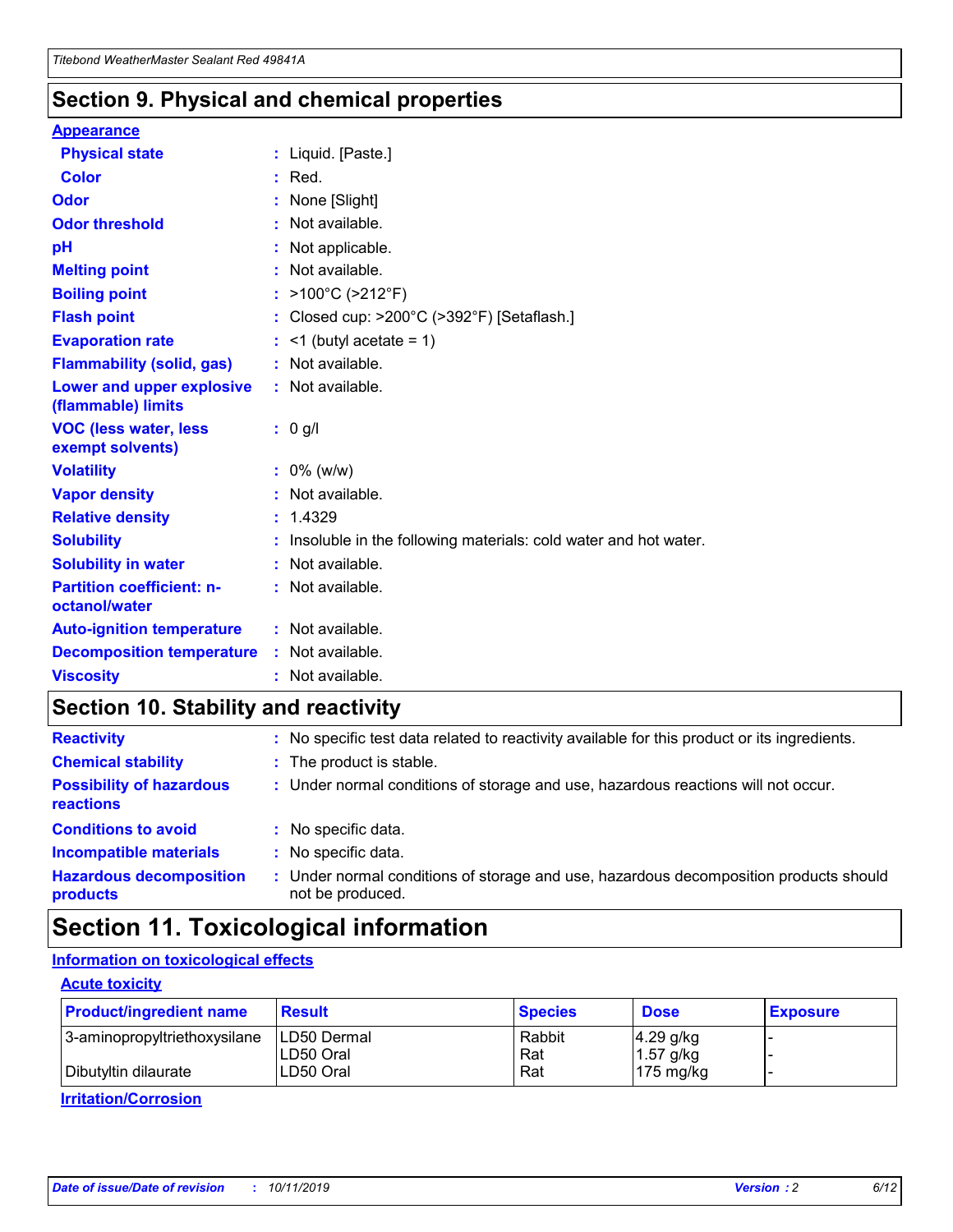## Section 9. Physical and chemical properties

### Appearance

| | |
|---|---|
| **Physical state** | : Liquid. [Paste.] |
| **Color** | : Red. |
| **Odor** | : None [Slight] |
| **Odor threshold** | : Not available. |
| **pH** | : Not applicable. |
| **Melting point** | : Not available. |
| **Boiling point** | : >100°C (>212°F) |
| **Flash point** | : Closed cup: >200°C (>392°F) [Setaflash.] |
| **Evaporation rate** | : <1 (butyl acetate = 1) |
| **Flammability (solid, gas)** | : Not available. |
| **Lower and upper explosive (flammable) limits** | : Not available. |
| **VOC (less water, less exempt solvents)** | : 0 g/l |
| **Volatility** | : 0% (w/w) |
| **Vapor density** | : Not available. |
| **Relative density** | : 1.4329 |
| **Solubility** | : Insoluble in the following materials: cold water and hot water. |
| **Solubility in water** | : Not available. |
| **Partition coefficient: n-octanol/water** | : Not available. |
| **Auto-ignition temperature** | : Not available. |
| **Decomposition temperature** | : Not available. |
| **Viscosity** | : Not available. |

## Section 10. Stability and reactivity

| | |
|---|---|
| **Reactivity** | : No specific test data related to reactivity available for this product or its ingredients. |
| **Chemical stability** | : The product is stable. |
| **Possibility of hazardous reactions** | : Under normal conditions of storage and use, hazardous reactions will not occur. |
| **Conditions to avoid** | : No specific data. |
| **Incompatible materials** | : No specific data. |
| **Hazardous decomposition products** | : Under normal conditions of storage and use, hazardous decomposition products should not be produced. |

## Section 11. Toxicological information

### Information on toxicological effects

#### Acute toxicity

| Product/ingredient name | Result | Species | Dose | Exposure |
|---|---|---|---|---|
| 3-aminopropyltriethoxysilane | LD50 Dermal | Rabbit | 4.29 g/kg | - |
| | LD50 Oral | Rat | 1.57 g/kg | - |
| Dibutyltin dilaurate | LD50 Oral | Rat | 175 mg/kg | - |

#### Irritation/Corrosion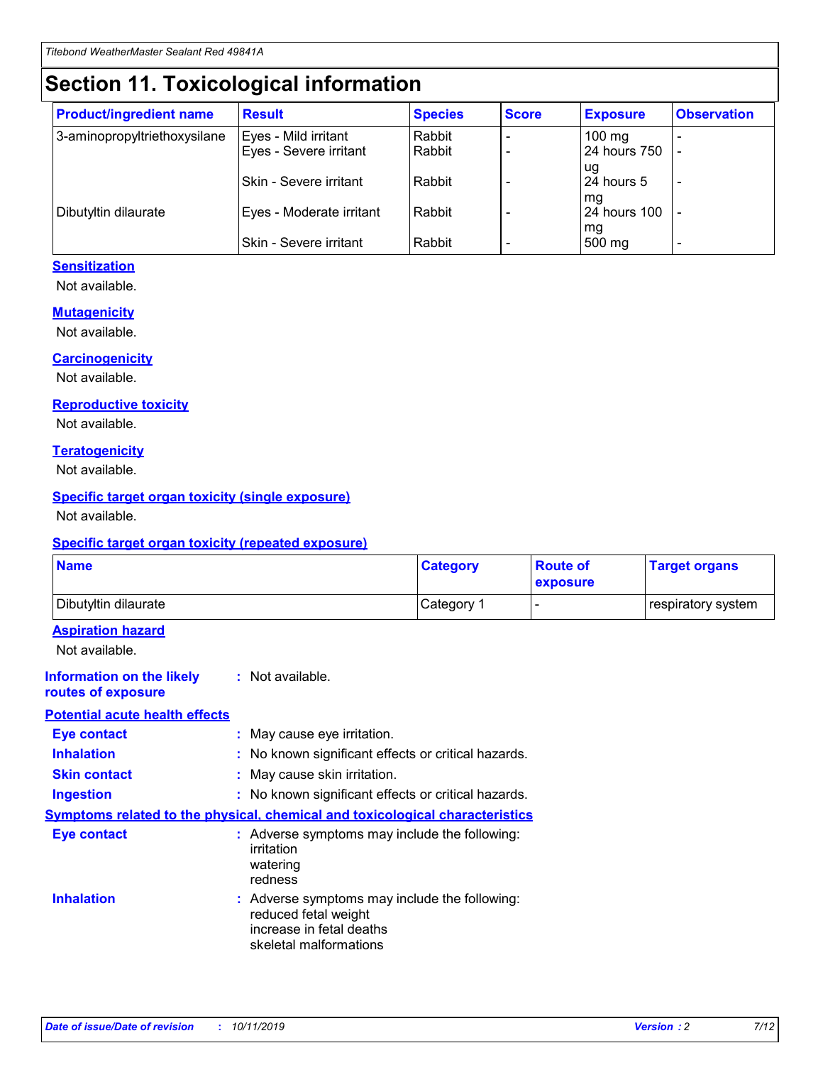# Section 11. Toxicological information

| Product/ingredient name | Result | Species | Score | Exposure | Observation |
|---|---|---|---|---|---|
| 3-aminopropyltriethoxysilane | Eyes - Mild irritant | Rabbit | - | 100 mg | - |
| | Eyes - Severe irritant | Rabbit | - | 24 hours 750 ug | - |
| | Skin - Severe irritant | Rabbit | - | 24 hours 5 mg | - |
| Dibutyltin dilaurate | Eyes - Moderate irritant | Rabbit | - | 24 hours 100 mg | - |
| | Skin - Severe irritant | Rabbit | - | 500 mg | - |

### Sensitization

Not available.

### Mutagenicity

Not available.

### Carcinogenicity

Not available.

### Reproductive toxicity

Not available.

### Teratogenicity

Not available.

### Specific target organ toxicity (single exposure)

Not available.

### Specific target organ toxicity (repeated exposure)

| Name | Category | Route of exposure | Target organs |
|---|---|---|---|
| Dibutyltin dilaurate | Category 1 | - | respiratory system |

### Aspiration hazard

Not available.

**Information on the likely routes of exposure** : Not available.

### Potential acute health effects

**Eye contact** : May cause eye irritation.

**Inhalation** : No known significant effects or critical hazards.

**Skin contact** : May cause skin irritation.

**Ingestion** : No known significant effects or critical hazards.

### Symptoms related to the physical, chemical and toxicological characteristics

**Eye contact** : Adverse symptoms may include the following:
irritation
watering
redness

**Inhalation** : Adverse symptoms may include the following:
reduced fetal weight
increase in fetal deaths
skeletal malformations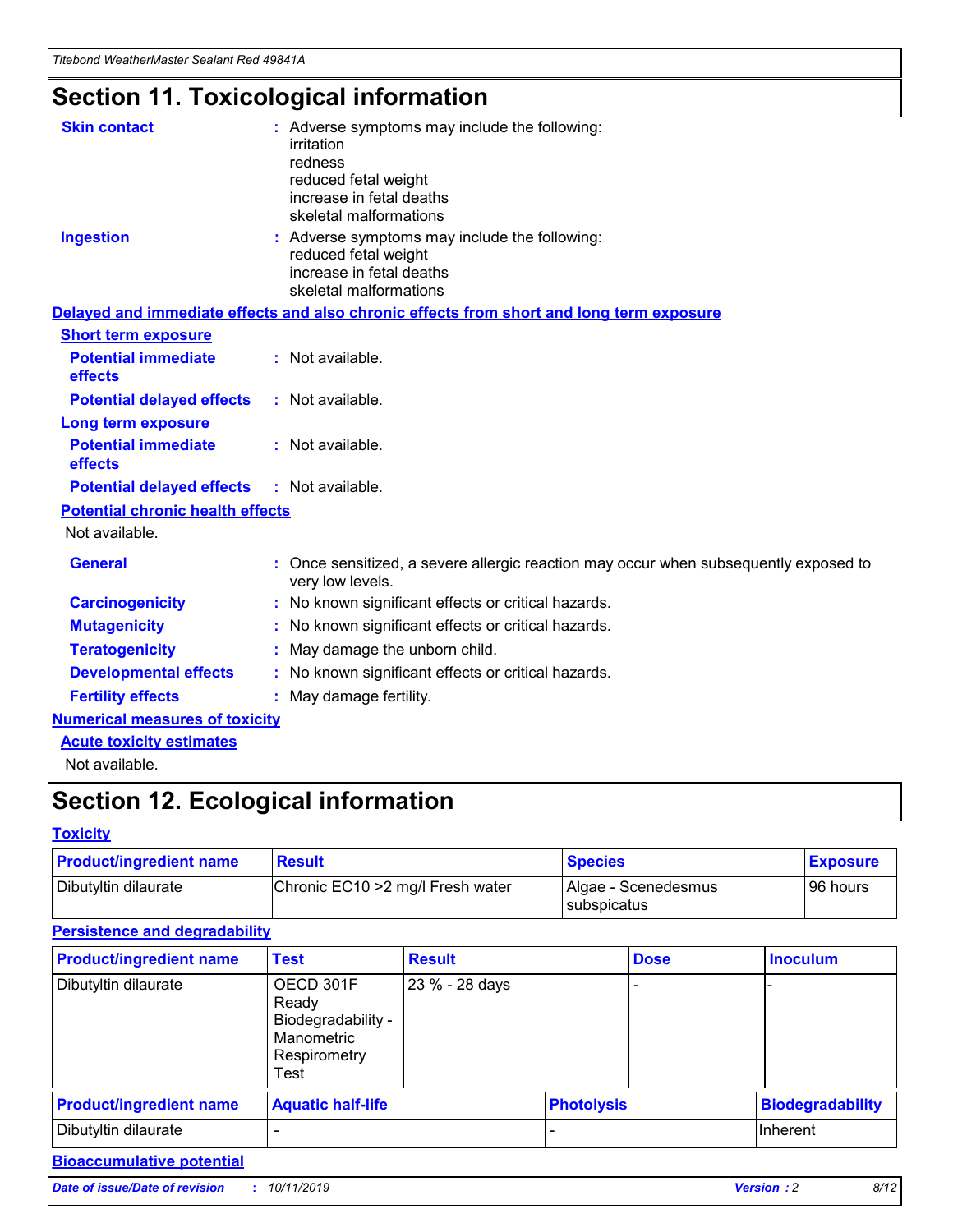# Section 11. Toxicological information

**Skin contact** : Adverse symptoms may include the following:
irritation
redness
reduced fetal weight
increase in fetal deaths
skeletal malformations

**Ingestion** : Adverse symptoms may include the following:
reduced fetal weight
increase in fetal deaths
skeletal malformations

**Delayed and immediate effects and also chronic effects from short and long term exposure**

**Short term exposure**

**Potential immediate effects** : Not available.

**Potential delayed effects** : Not available.

**Long term exposure**

**Potential immediate effects** : Not available.

**Potential delayed effects** : Not available.

**Potential chronic health effects**

Not available.

**General** : Once sensitized, a severe allergic reaction may occur when subsequently exposed to very low levels.

**Carcinogenicity** : No known significant effects or critical hazards.

**Mutagenicity** : No known significant effects or critical hazards.

**Teratogenicity** : May damage the unborn child.

**Developmental effects** : No known significant effects or critical hazards.

**Fertility effects** : May damage fertility.

**Numerical measures of toxicity**

**Acute toxicity estimates**

Not available.

# Section 12. Ecological information

**Toxicity**

| Product/ingredient name | Result | Species | Exposure |
|---|---|---|---|
| Dibutyltin dilaurate | Chronic EC10 >2 mg/l Fresh water | Algae - Scenedesmus subspicatus | 96 hours |

**Persistence and degradability**

| Product/ingredient name | Test | Result | Dose | Inoculum |
|---|---|---|---|---|
| Dibutyltin dilaurate | OECD 301F Ready Biodegradability - Manometric Respirometry Test | 23 % - 28 days | - | - |

| Product/ingredient name | Aquatic half-life | Photolysis | Biodegradability |
|---|---|---|---|
| Dibutyltin dilaurate | - | - | Inherent |

**Bioaccumulative potential**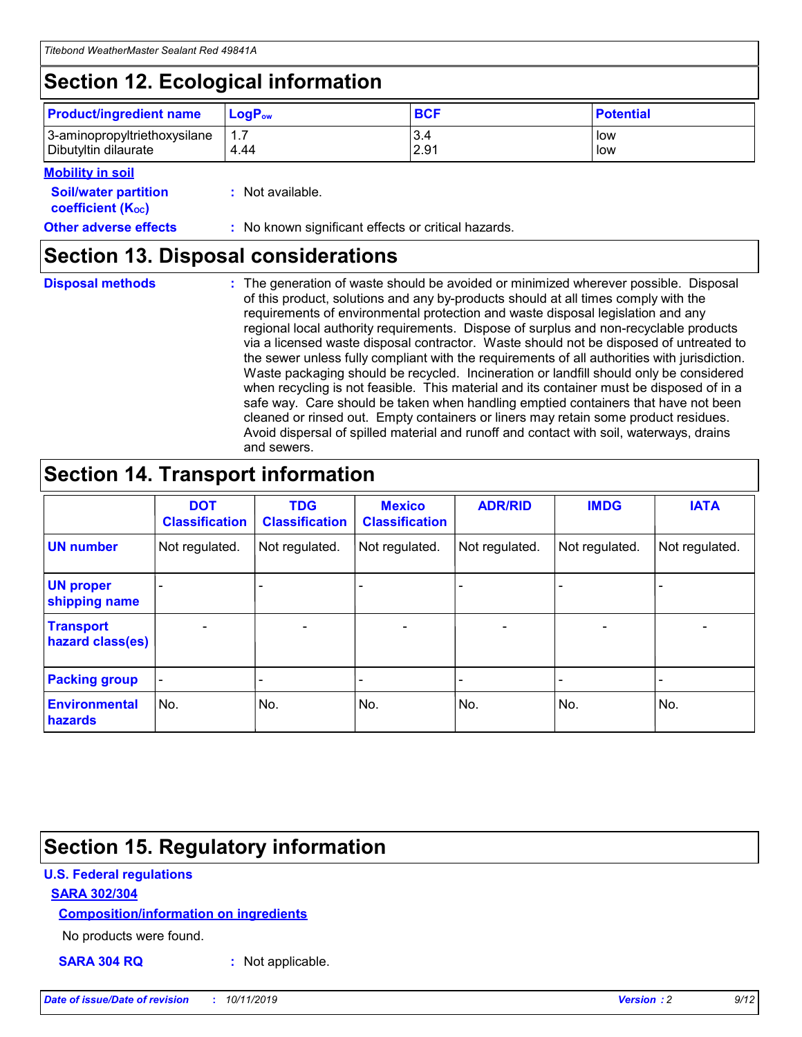## Section 12. Ecological information

| Product/ingredient name | $LogP_{ow}$ | BCF | Potential |
|---|---|---|---|
| 3-aminopropyltriethoxysilane | 1.7 | 3.4 | low |
| Dibutyltin dilaurate | 4.44 | 2.91 | low |

**Mobility in soil**

**Soil/water partition coefficient ($K_{OC}$)** : Not available.

**Other adverse effects** : No known significant effects or critical hazards.

## Section 13. Disposal considerations

**Disposal methods** : The generation of waste should be avoided or minimized wherever possible. Disposal of this product, solutions and any by-products should at all times comply with the requirements of environmental protection and waste disposal legislation and any regional local authority requirements. Dispose of surplus and non-recyclable products via a licensed waste disposal contractor. Waste should not be disposed of untreated to the sewer unless fully compliant with the requirements of all authorities with jurisdiction. Waste packaging should be recycled. Incineration or landfill should only be considered when recycling is not feasible. This material and its container must be disposed of in a safe way. Care should be taken when handling emptied containers that have not been cleaned or rinsed out. Empty containers or liners may retain some product residues. Avoid dispersal of spilled material and runoff and contact with soil, waterways, drains and sewers.

## Section 14. Transport information

| | DOT Classification | TDG Classification | Mexico Classification | ADR/RID | IMDG | IATA |
|---|---|---|---|---|---|---|
| UN number | Not regulated. | Not regulated. | Not regulated. | Not regulated. | Not regulated. | Not regulated. |
| UN proper shipping name | - | - | - | - | - | - |
| Transport hazard class(es) | - | - | - | - | - | - |
| Packing group | - | - | - | - | - | - |
| Environmental hazards | No. | No. | No. | No. | No. | No. |

## Section 15. Regulatory information

**U.S. Federal regulations**

**SARA 302/304**

**Composition/information on ingredients**

No products were found.

**SARA 304 RQ** : Not applicable.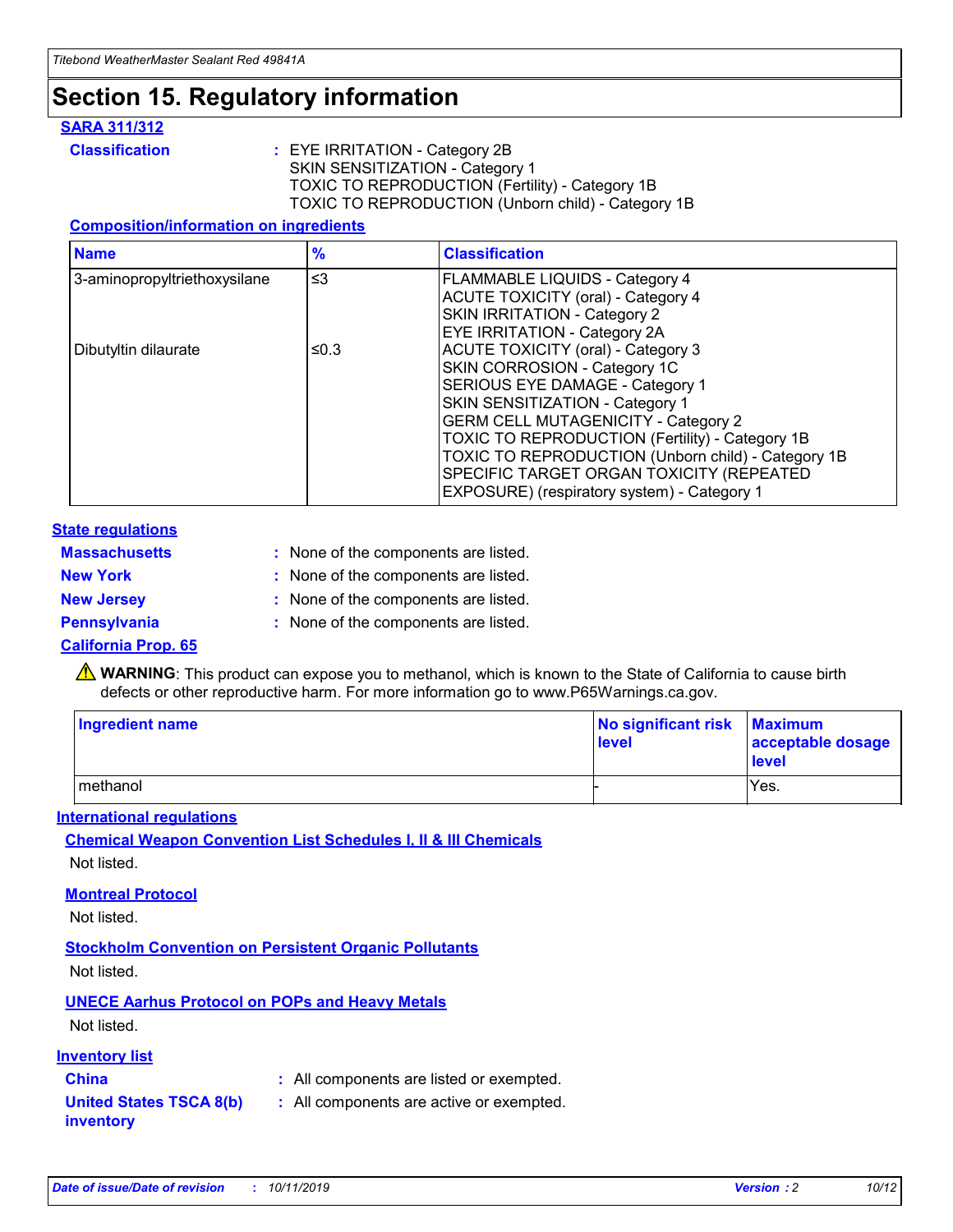# Section 15. Regulatory information

### SARA 311/312

**Classification** : EYE IRRITATION - Category 2B
SKIN SENSITIZATION - Category 1
TOXIC TO REPRODUCTION (Fertility) - Category 1B
TOXIC TO REPRODUCTION (Unborn child) - Category 1B

#### Composition/information on ingredients

| Name | % | Classification |
|---|---|---|
| 3-aminopropyltriethoxysilane | ≤3 | FLAMMABLE LIQUIDS - Category 4<br>ACUTE TOXICITY (oral) - Category 4<br>SKIN IRRITATION - Category 2<br>EYE IRRITATION - Category 2A |
| Dibutyltin dilaurate | ≤0.3 | ACUTE TOXICITY (oral) - Category 3<br>SKIN CORROSION - Category 1C<br>SERIOUS EYE DAMAGE - Category 1<br>SKIN SENSITIZATION - Category 1<br>GERM CELL MUTAGENICITY - Category 2<br>TOXIC TO REPRODUCTION (Fertility) - Category 1B<br>TOXIC TO REPRODUCTION (Unborn child) - Category 1B<br>SPECIFIC TARGET ORGAN TOXICITY (REPEATED EXPOSURE) (respiratory system) - Category 1 |

### State regulations

**Massachusetts** : None of the components are listed.

**New York** : None of the components are listed.

**New Jersey** : None of the components are listed.

**Pennsylvania** : None of the components are listed.

### California Prop. 65

⚠ **WARNING**: This product can expose you to methanol, which is known to the State of California to cause birth defects or other reproductive harm. For more information go to www.P65Warnings.ca.gov.

| Ingredient name | No significant risk level | Maximum acceptable dosage level |
|---|---|---|
| methanol | - | Yes. |

### International regulations

#### Chemical Weapon Convention List Schedules I, II & III Chemicals

Not listed.

#### Montreal Protocol

Not listed.

#### Stockholm Convention on Persistent Organic Pollutants

Not listed.

#### UNECE Aarhus Protocol on POPs and Heavy Metals

Not listed.

### Inventory list

**China** : All components are listed or exempted.

**United States TSCA 8(b) inventory** : All components are active or exempted.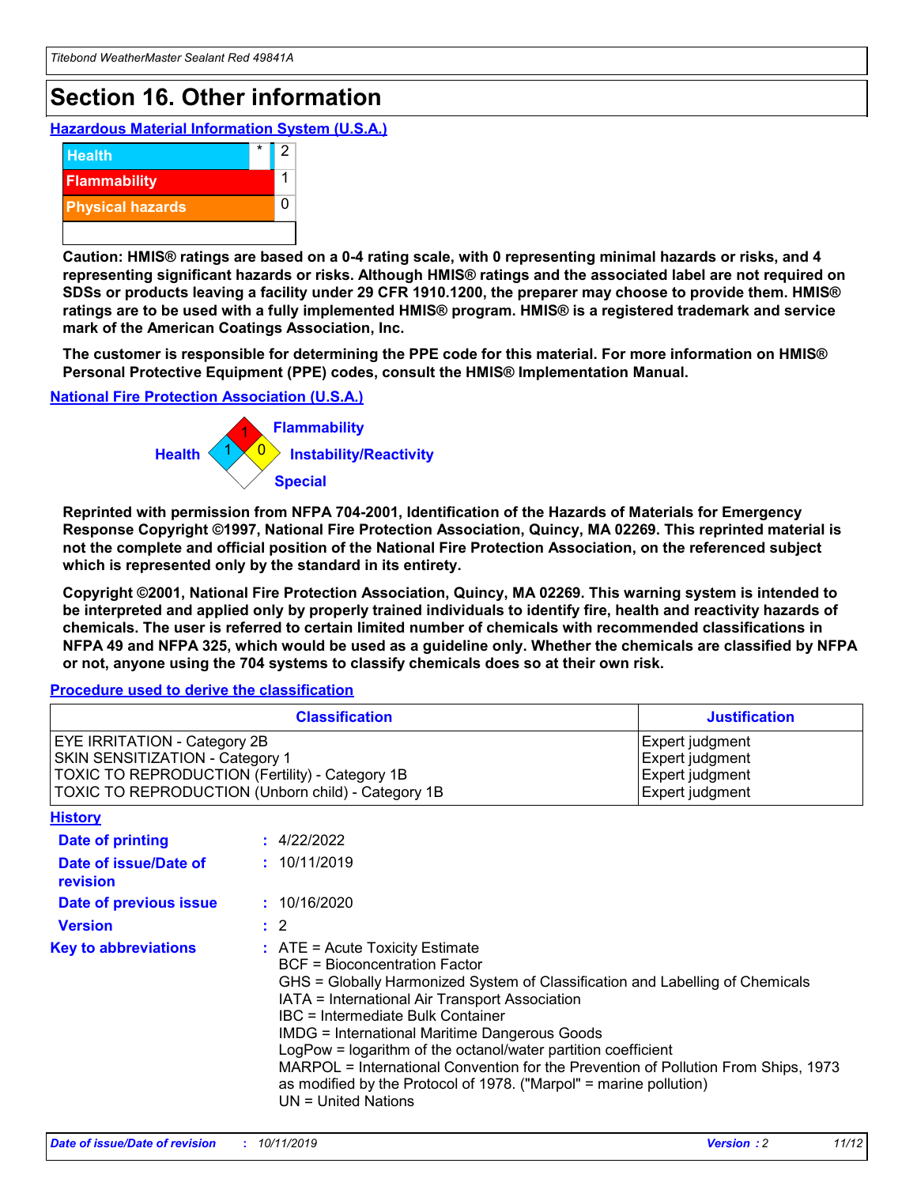# Section 16. Other information

### Hazardous Material Information System (U.S.A.)

| | | |
|---|---|---|
| Health | * | 2 |
| Flammability | | 1 |
| Physical hazards | | 0 |

**Caution: HMIS® ratings are based on a 0-4 rating scale, with 0 representing minimal hazards or risks, and 4 representing significant hazards or risks. Although HMIS® ratings and the associated label are not required on SDSs or products leaving a facility under 29 CFR 1910.1200, the preparer may choose to provide them. HMIS® ratings are to be used with a fully implemented HMIS® program. HMIS® is a registered trademark and service mark of the American Coatings Association, Inc.**

**The customer is responsible for determining the PPE code for this material. For more information on HMIS® Personal Protective Equipment (PPE) codes, consult the HMIS® Implementation Manual.**

### National Fire Protection Association (U.S.A.)

Flammability: 1
Health: 1
Instability/Reactivity: 0
Special:

**Reprinted with permission from NFPA 704-2001, Identification of the Hazards of Materials for Emergency Response Copyright ©1997, National Fire Protection Association, Quincy, MA 02269. This reprinted material is not the complete and official position of the National Fire Protection Association, on the referenced subject which is represented only by the standard in its entirety.**

**Copyright ©2001, National Fire Protection Association, Quincy, MA 02269. This warning system is intended to be interpreted and applied only by properly trained individuals to identify fire, health and reactivity hazards of chemicals. The user is referred to certain limited number of chemicals with recommended classifications in NFPA 49 and NFPA 325, which would be used as a guideline only. Whether the chemicals are classified by NFPA or not, anyone using the 704 systems to classify chemicals does so at their own risk.**

### Procedure used to derive the classification

| Classification | Justification |
|---|---|
| EYE IRRITATION - Category 2B | Expert judgment |
| SKIN SENSITIZATION - Category 1 | Expert judgment |
| TOXIC TO REPRODUCTION (Fertility) - Category 1B | Expert judgment |
| TOXIC TO REPRODUCTION (Unborn child) - Category 1B | Expert judgment |

### History

**Date of printing** : 4/22/2022

**Date of issue/Date of revision** : 10/11/2019

**Date of previous issue** : 10/16/2020

**Version** : 2

**Key to abbreviations** :
ATE = Acute Toxicity Estimate
BCF = Bioconcentration Factor
GHS = Globally Harmonized System of Classification and Labelling of Chemicals
IATA = International Air Transport Association
IBC = Intermediate Bulk Container
IMDG = International Maritime Dangerous Goods
LogPow = logarithm of the octanol/water partition coefficient
MARPOL = International Convention for the Prevention of Pollution From Ships, 1973 as modified by the Protocol of 1978. ("Marpol" = marine pollution)
UN = United Nations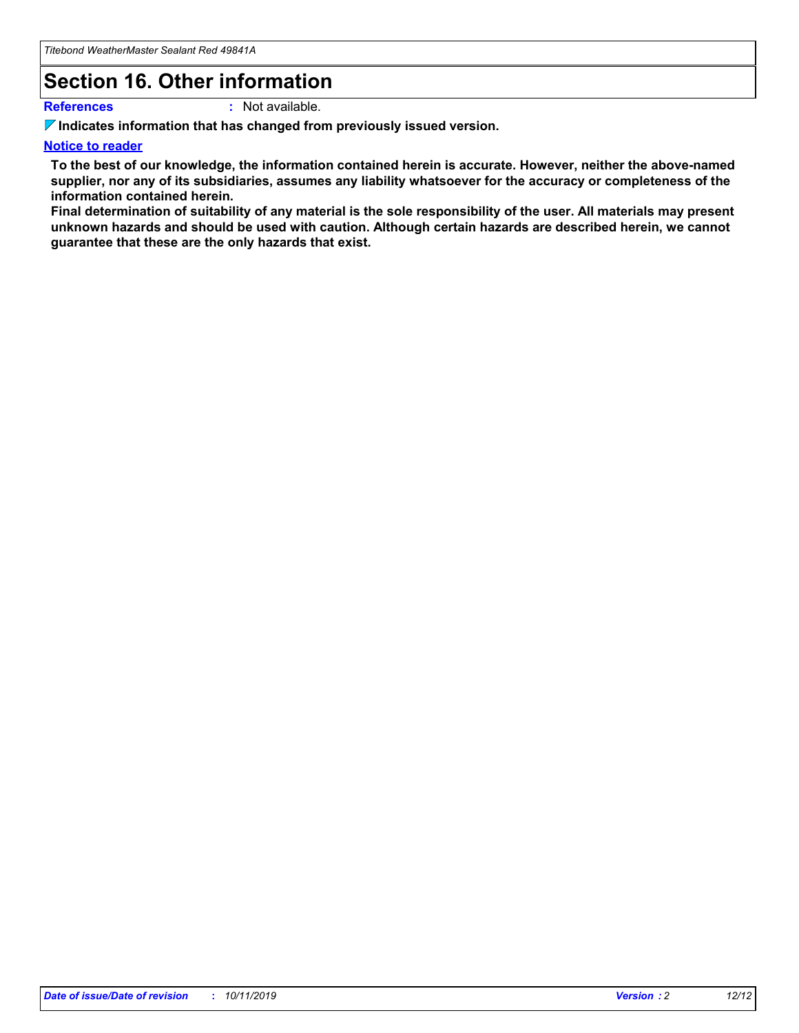# Section 16. Other information

**References** : Not available.

**Indicates information that has changed from previously issued version.**

**Notice to reader**

**To the best of our knowledge, the information contained herein is accurate. However, neither the above-named supplier, nor any of its subsidiaries, assumes any liability whatsoever for the accuracy or completeness of the information contained herein.**

**Final determination of suitability of any material is the sole responsibility of the user. All materials may present unknown hazards and should be used with caution. Although certain hazards are described herein, we cannot guarantee that these are the only hazards that exist.**